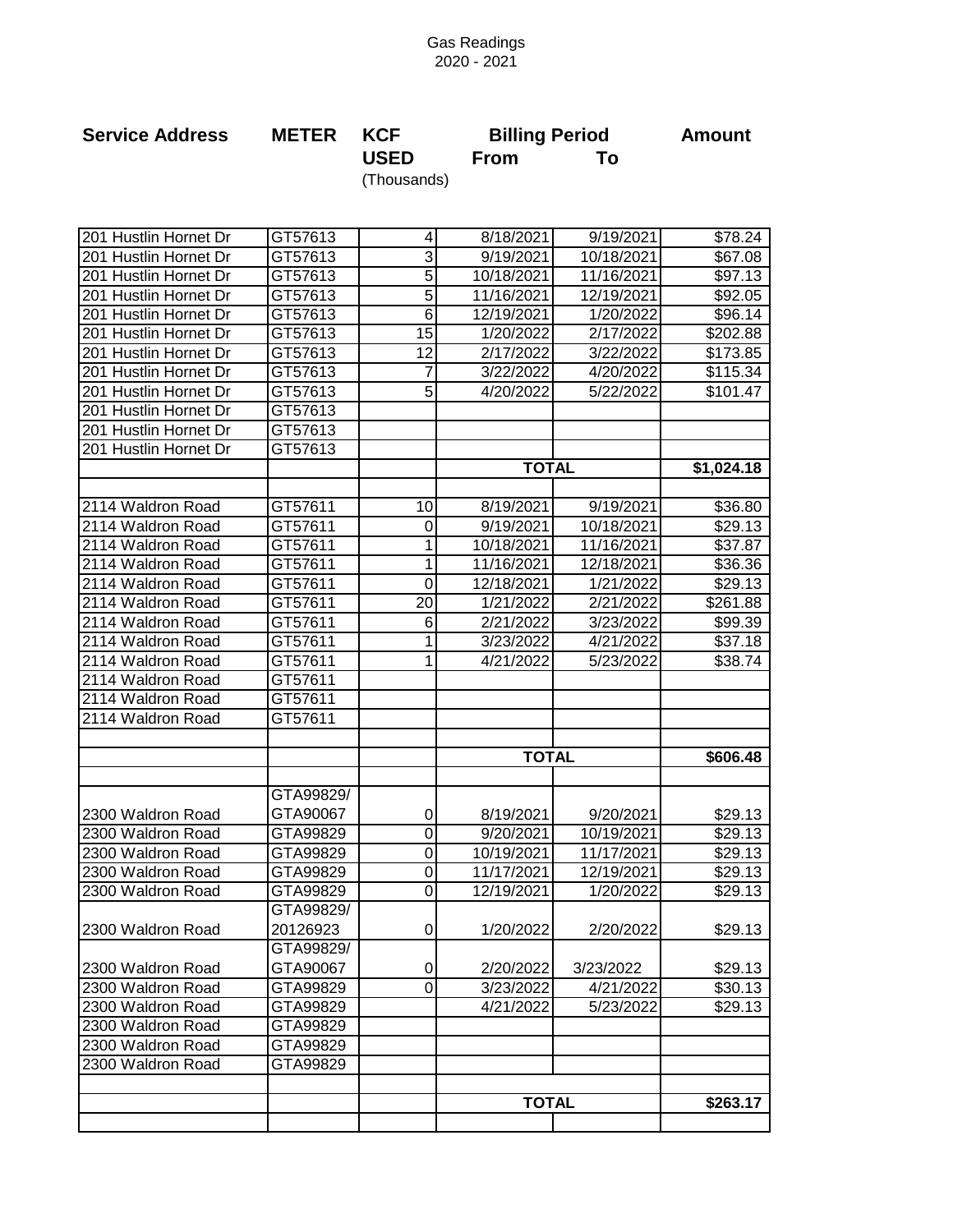Gas Readings
2020 - 2021

| Service Address | METER | KCF USED (Thousands) | Billing Period From | To | Amount |
|---|---|---|---|---|---|
| 201 Hustlin Hornet Dr | GT57613 | 4 | 8/18/2021 | 9/19/2021 | $78.24 |
| 201 Hustlin Hornet Dr | GT57613 | 3 | 9/19/2021 | 10/18/2021 | $67.08 |
| 201 Hustlin Hornet Dr | GT57613 | 5 | 10/18/2021 | 11/16/2021 | $97.13 |
| 201 Hustlin Hornet Dr | GT57613 | 5 | 11/16/2021 | 12/19/2021 | $92.05 |
| 201 Hustlin Hornet Dr | GT57613 | 6 | 12/19/2021 | 1/20/2022 | $96.14 |
| 201 Hustlin Hornet Dr | GT57613 | 15 | 1/20/2022 | 2/17/2022 | $202.88 |
| 201 Hustlin Hornet Dr | GT57613 | 12 | 2/17/2022 | 3/22/2022 | $173.85 |
| 201 Hustlin Hornet Dr | GT57613 | 7 | 3/22/2022 | 4/20/2022 | $115.34 |
| 201 Hustlin Hornet Dr | GT57613 | 5 | 4/20/2022 | 5/22/2022 | $101.47 |
| 201 Hustlin Hornet Dr | GT57613 | | | | |
| 201 Hustlin Hornet Dr | GT57613 | | | | |
| 201 Hustlin Hornet Dr | GT57613 | | | | |
| | | | TOTAL | | $1,024.18 |
| | | | | | |
| 2114 Waldron Road | GT57611 | 10 | 8/19/2021 | 9/19/2021 | $36.80 |
| 2114 Waldron Road | GT57611 | 0 | 9/19/2021 | 10/18/2021 | $29.13 |
| 2114 Waldron Road | GT57611 | 1 | 10/18/2021 | 11/16/2021 | $37.87 |
| 2114 Waldron Road | GT57611 | 1 | 11/16/2021 | 12/18/2021 | $36.36 |
| 2114 Waldron Road | GT57611 | 0 | 12/18/2021 | 1/21/2022 | $29.13 |
| 2114 Waldron Road | GT57611 | 20 | 1/21/2022 | 2/21/2022 | $261.88 |
| 2114 Waldron Road | GT57611 | 6 | 2/21/2022 | 3/23/2022 | $99.39 |
| 2114 Waldron Road | GT57611 | 1 | 3/23/2022 | 4/21/2022 | $37.18 |
| 2114 Waldron Road | GT57611 | 1 | 4/21/2022 | 5/23/2022 | $38.74 |
| 2114 Waldron Road | GT57611 | | | | |
| 2114 Waldron Road | GT57611 | | | | |
| 2114 Waldron Road | GT57611 | | | | |
| | | | | | |
| | | | TOTAL | | $606.48 |
| | | | | | |
| 2300 Waldron Road | GTA99829/ GTA90067 | 0 | 8/19/2021 | 9/20/2021 | $29.13 |
| 2300 Waldron Road | GTA99829 | 0 | 9/20/2021 | 10/19/2021 | $29.13 |
| 2300 Waldron Road | GTA99829 | 0 | 10/19/2021 | 11/17/2021 | $29.13 |
| 2300 Waldron Road | GTA99829 | 0 | 11/17/2021 | 12/19/2021 | $29.13 |
| 2300 Waldron Road | GTA99829 | 0 | 12/19/2021 | 1/20/2022 | $29.13 |
| 2300 Waldron Road | GTA99829/ 20126923 | 0 | 1/20/2022 | 2/20/2022 | $29.13 |
| 2300 Waldron Road | GTA99829/ GTA90067 | 0 | 2/20/2022 | 3/23/2022 | $29.13 |
| 2300 Waldron Road | GTA99829 | 0 | 3/23/2022 | 4/21/2022 | $30.13 |
| 2300 Waldron Road | GTA99829 | | 4/21/2022 | 5/23/2022 | $29.13 |
| 2300 Waldron Road | GTA99829 | | | | |
| 2300 Waldron Road | GTA99829 | | | | |
| 2300 Waldron Road | GTA99829 | | | | |
| | | | | | |
| | | | TOTAL | | $263.17 |
| | | | | | |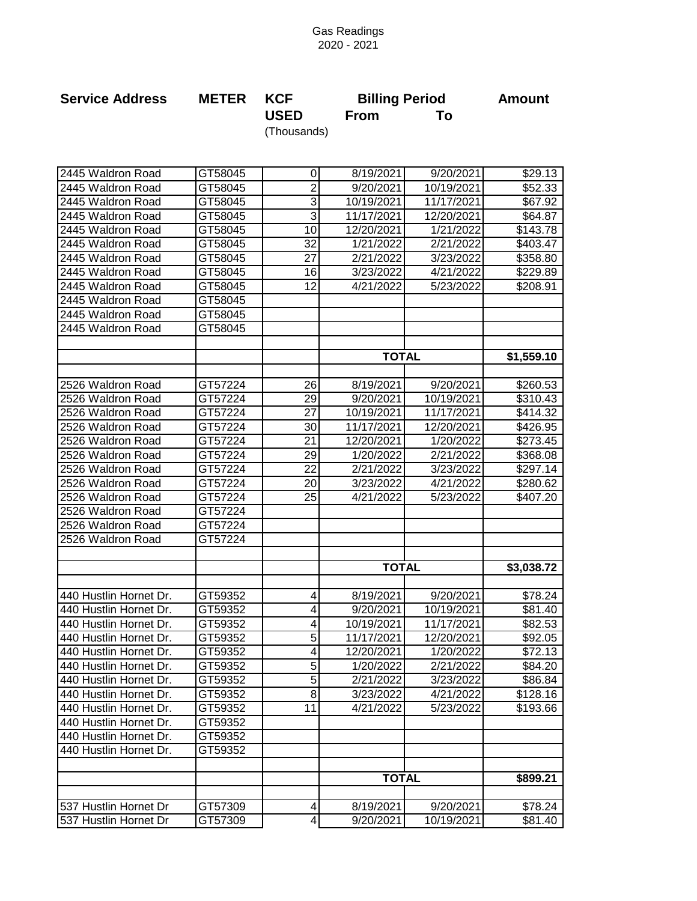# Gas Readings
## 2020 - 2021

| Service Address | METER | KCF USED (Thousands) | Billing Period From | To | Amount |
|---|---|---|---|---|---|
| 2445 Waldron Road | GT58045 | 0 | 8/19/2021 | 9/20/2021 | $29.13 |
| 2445 Waldron Road | GT58045 | 2 | 9/20/2021 | 10/19/2021 | $52.33 |
| 2445 Waldron Road | GT58045 | 3 | 10/19/2021 | 11/17/2021 | $67.92 |
| 2445 Waldron Road | GT58045 | 3 | 11/17/2021 | 12/20/2021 | $64.87 |
| 2445 Waldron Road | GT58045 | 10 | 12/20/2021 | 1/21/2022 | $143.78 |
| 2445 Waldron Road | GT58045 | 32 | 1/21/2022 | 2/21/2022 | $403.47 |
| 2445 Waldron Road | GT58045 | 27 | 2/21/2022 | 3/23/2022 | $358.80 |
| 2445 Waldron Road | GT58045 | 16 | 3/23/2022 | 4/21/2022 | $229.89 |
| 2445 Waldron Road | GT58045 | 12 | 4/21/2022 | 5/23/2022 | $208.91 |
| 2445 Waldron Road | GT58045 | | | | |
| 2445 Waldron Road | GT58045 | | | | |
| 2445 Waldron Road | GT58045 | | | | |
| | | | | | |
| | | | TOTAL | | $1,559.10 |
| | | | | | |
| 2526 Waldron Road | GT57224 | 26 | 8/19/2021 | 9/20/2021 | $260.53 |
| 2526 Waldron Road | GT57224 | 29 | 9/20/2021 | 10/19/2021 | $310.43 |
| 2526 Waldron Road | GT57224 | 27 | 10/19/2021 | 11/17/2021 | $414.32 |
| 2526 Waldron Road | GT57224 | 30 | 11/17/2021 | 12/20/2021 | $426.95 |
| 2526 Waldron Road | GT57224 | 21 | 12/20/2021 | 1/20/2022 | $273.45 |
| 2526 Waldron Road | GT57224 | 29 | 1/20/2022 | 2/21/2022 | $368.08 |
| 2526 Waldron Road | GT57224 | 22 | 2/21/2022 | 3/23/2022 | $297.14 |
| 2526 Waldron Road | GT57224 | 20 | 3/23/2022 | 4/21/2022 | $280.62 |
| 2526 Waldron Road | GT57224 | 25 | 4/21/2022 | 5/23/2022 | $407.20 |
| 2526 Waldron Road | GT57224 | | | | |
| 2526 Waldron Road | GT57224 | | | | |
| 2526 Waldron Road | GT57224 | | | | |
| | | | | | |
| | | | TOTAL | | $3,038.72 |
| | | | | | |
| 440 Hustlin Hornet Dr. | GT59352 | 4 | 8/19/2021 | 9/20/2021 | $78.24 |
| 440 Hustlin Hornet Dr. | GT59352 | 4 | 9/20/2021 | 10/19/2021 | $81.40 |
| 440 Hustlin Hornet Dr. | GT59352 | 4 | 10/19/2021 | 11/17/2021 | $82.53 |
| 440 Hustlin Hornet Dr. | GT59352 | 5 | 11/17/2021 | 12/20/2021 | $92.05 |
| 440 Hustlin Hornet Dr. | GT59352 | 4 | 12/20/2021 | 1/20/2022 | $72.13 |
| 440 Hustlin Hornet Dr. | GT59352 | 5 | 1/20/2022 | 2/21/2022 | $84.20 |
| 440 Hustlin Hornet Dr. | GT59352 | 5 | 2/21/2022 | 3/23/2022 | $86.84 |
| 440 Hustlin Hornet Dr. | GT59352 | 8 | 3/23/2022 | 4/21/2022 | $128.16 |
| 440 Hustlin Hornet Dr. | GT59352 | 11 | 4/21/2022 | 5/23/2022 | $193.66 |
| 440 Hustlin Hornet Dr. | GT59352 | | | | |
| 440 Hustlin Hornet Dr. | GT59352 | | | | |
| 440 Hustlin Hornet Dr. | GT59352 | | | | |
| | | | | | |
| | | | TOTAL | | $899.21 |
| | | | | | |
| 537 Hustlin Hornet Dr | GT57309 | 4 | 8/19/2021 | 9/20/2021 | $78.24 |
| 537 Hustlin Hornet Dr | GT57309 | 4 | 9/20/2021 | 10/19/2021 | $81.40 |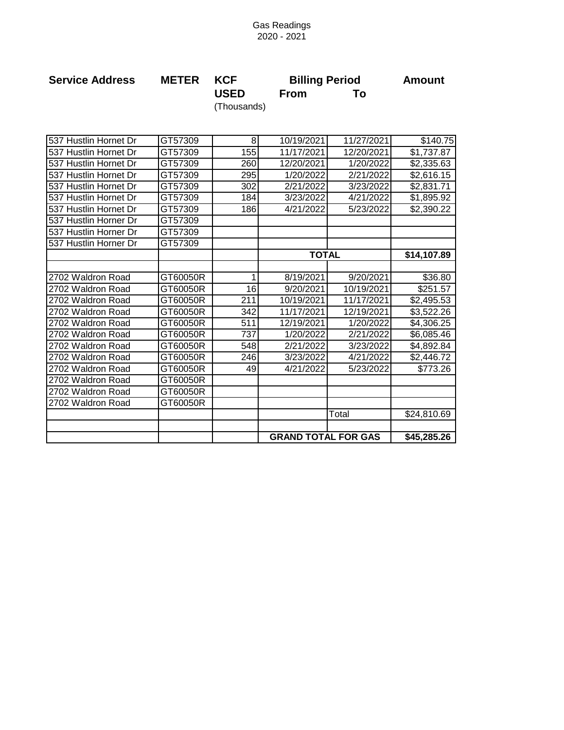Gas Readings
2020 - 2021

| Service Address | METER | KCF USED (Thousands) | Billing Period From | To | Amount |
|---|---|---|---|---|---|
| 537 Hustlin Hornet Dr | GT57309 | 8 | 10/19/2021 | 11/27/2021 | $140.75 |
| 537 Hustlin Hornet Dr | GT57309 | 155 | 11/17/2021 | 12/20/2021 | $1,737.87 |
| 537 Hustlin Hornet Dr | GT57309 | 260 | 12/20/2021 | 1/20/2022 | $2,335.63 |
| 537 Hustlin Hornet Dr | GT57309 | 295 | 1/20/2022 | 2/21/2022 | $2,616.15 |
| 537 Hustlin Hornet Dr | GT57309 | 302 | 2/21/2022 | 3/23/2022 | $2,831.71 |
| 537 Hustlin Hornet Dr | GT57309 | 184 | 3/23/2022 | 4/21/2022 | $1,895.92 |
| 537 Hustlin Hornet Dr | GT57309 | 186 | 4/21/2022 | 5/23/2022 | $2,390.22 |
| 537 Hustlin Horner Dr | GT57309 | | | | |
| 537 Hustlin Horner Dr | GT57309 | | | | |
| 537 Hustlin Horner Dr | GT57309 | | | | |
| | | | **TOTAL** | | **$14,107.89** |
| | | | | | |
| 2702 Waldron Road | GT60050R | 1 | 8/19/2021 | 9/20/2021 | $36.80 |
| 2702 Waldron Road | GT60050R | 16 | 9/20/2021 | 10/19/2021 | $251.57 |
| 2702 Waldron Road | GT60050R | 211 | 10/19/2021 | 11/17/2021 | $2,495.53 |
| 2702 Waldron Road | GT60050R | 342 | 11/17/2021 | 12/19/2021 | $3,522.26 |
| 2702 Waldron Road | GT60050R | 511 | 12/19/2021 | 1/20/2022 | $4,306.25 |
| 2702 Waldron Road | GT60050R | 737 | 1/20/2022 | 2/21/2022 | $6,085.46 |
| 2702 Waldron Road | GT60050R | 548 | 2/21/2022 | 3/23/2022 | $4,892.84 |
| 2702 Waldron Road | GT60050R | 246 | 3/23/2022 | 4/21/2022 | $2,446.72 |
| 2702 Waldron Road | GT60050R | 49 | 4/21/2022 | 5/23/2022 | $773.26 |
| 2702 Waldron Road | GT60050R | | | | |
| 2702 Waldron Road | GT60050R | | | | |
| 2702 Waldron Road | GT60050R | | | | |
| | | | | Total | $24,810.69 |
| | | | | | |
| | | | **GRAND TOTAL FOR GAS** | | **$45,285.26** |